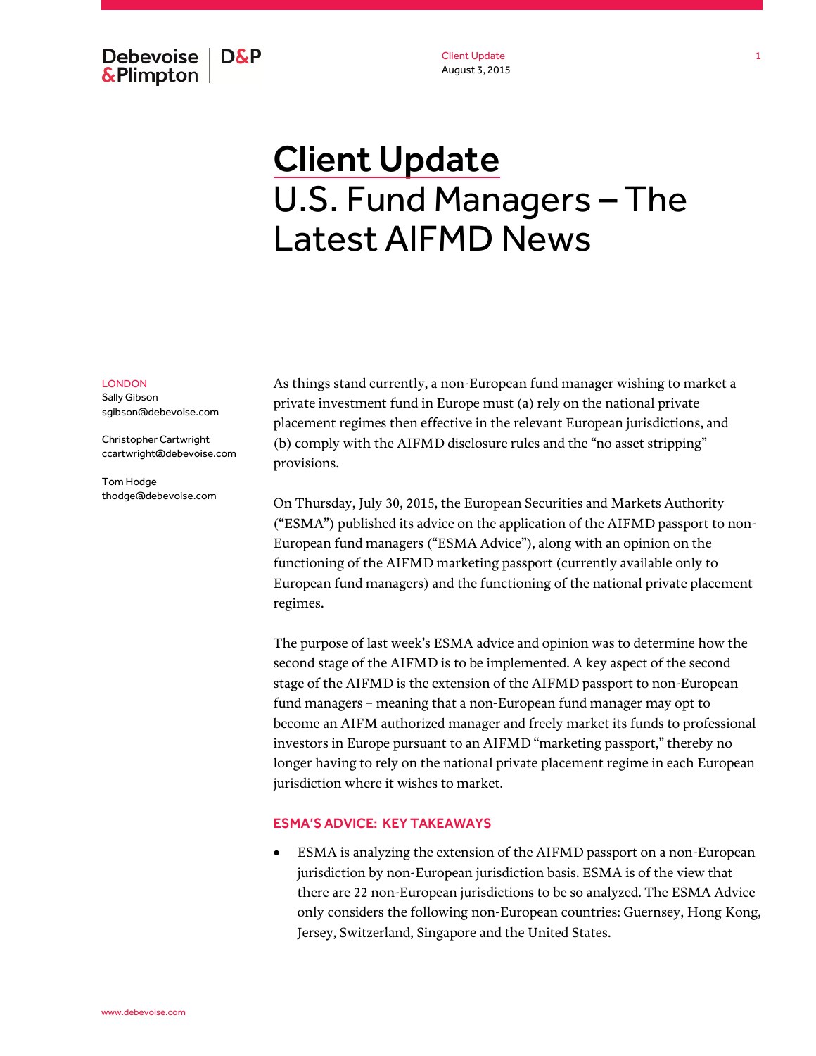Debevoise & Plimpton | D&P

Client Update
August 3, 2015

# Client Update
# U.S. Fund Managers – The Latest AIFMD News

LONDON
Sally Gibson
sgibson@debevoise.com

Christopher Cartwright
ccartwright@debevoise.com

Tom Hodge
thodge@debevoise.com

As things stand currently, a non-European fund manager wishing to market a private investment fund in Europe must (a) rely on the national private placement regimes then effective in the relevant European jurisdictions, and (b) comply with the AIFMD disclosure rules and the "no asset stripping" provisions.

On Thursday, July 30, 2015, the European Securities and Markets Authority ("ESMA") published its advice on the application of the AIFMD passport to non-European fund managers ("ESMA Advice"), along with an opinion on the functioning of the AIFMD marketing passport (currently available only to European fund managers) and the functioning of the national private placement regimes.

The purpose of last week's ESMA advice and opinion was to determine how the second stage of the AIFMD is to be implemented. A key aspect of the second stage of the AIFMD is the extension of the AIFMD passport to non-European fund managers – meaning that a non-European fund manager may opt to become an AIFM authorized manager and freely market its funds to professional investors in Europe pursuant to an AIFMD "marketing passport," thereby no longer having to rely on the national private placement regime in each European jurisdiction where it wishes to market.

## ESMA'S ADVICE: KEY TAKEAWAYS

- ESMA is analyzing the extension of the AIFMD passport on a non-European jurisdiction by non-European jurisdiction basis. ESMA is of the view that there are 22 non-European jurisdictions to be so analyzed. The ESMA Advice only considers the following non-European countries: Guernsey, Hong Kong, Jersey, Switzerland, Singapore and the United States.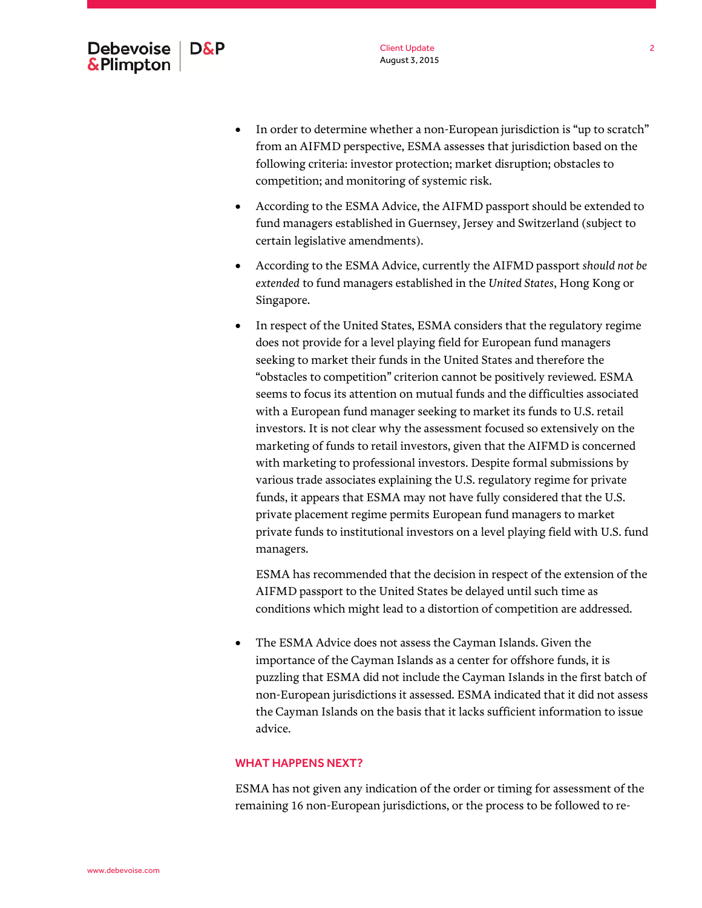- In order to determine whether a non-European jurisdiction is "up to scratch" from an AIFMD perspective, ESMA assesses that jurisdiction based on the following criteria: investor protection; market disruption; obstacles to competition; and monitoring of systemic risk.

- According to the ESMA Advice, the AIFMD passport should be extended to fund managers established in Guernsey, Jersey and Switzerland (subject to certain legislative amendments).

- According to the ESMA Advice, currently the AIFMD passport *should not be extended* to fund managers established in the *United States*, Hong Kong or Singapore.

- In respect of the United States, ESMA considers that the regulatory regime does not provide for a level playing field for European fund managers seeking to market their funds in the United States and therefore the "obstacles to competition" criterion cannot be positively reviewed. ESMA seems to focus its attention on mutual funds and the difficulties associated with a European fund manager seeking to market its funds to U.S. retail investors. It is not clear why the assessment focused so extensively on the marketing of funds to retail investors, given that the AIFMD is concerned with marketing to professional investors. Despite formal submissions by various trade associates explaining the U.S. regulatory regime for private funds, it appears that ESMA may not have fully considered that the U.S. private placement regime permits European fund managers to market private funds to institutional investors on a level playing field with U.S. fund managers.

  ESMA has recommended that the decision in respect of the extension of the AIFMD passport to the United States be delayed until such time as conditions which might lead to a distortion of competition are addressed.

- The ESMA Advice does not assess the Cayman Islands. Given the importance of the Cayman Islands as a center for offshore funds, it is puzzling that ESMA did not include the Cayman Islands in the first batch of non-European jurisdictions it assessed. ESMA indicated that it did not assess the Cayman Islands on the basis that it lacks sufficient information to issue advice.

## WHAT HAPPENS NEXT?

ESMA has not given any indication of the order or timing for assessment of the remaining 16 non-European jurisdictions, or the process to be followed to re-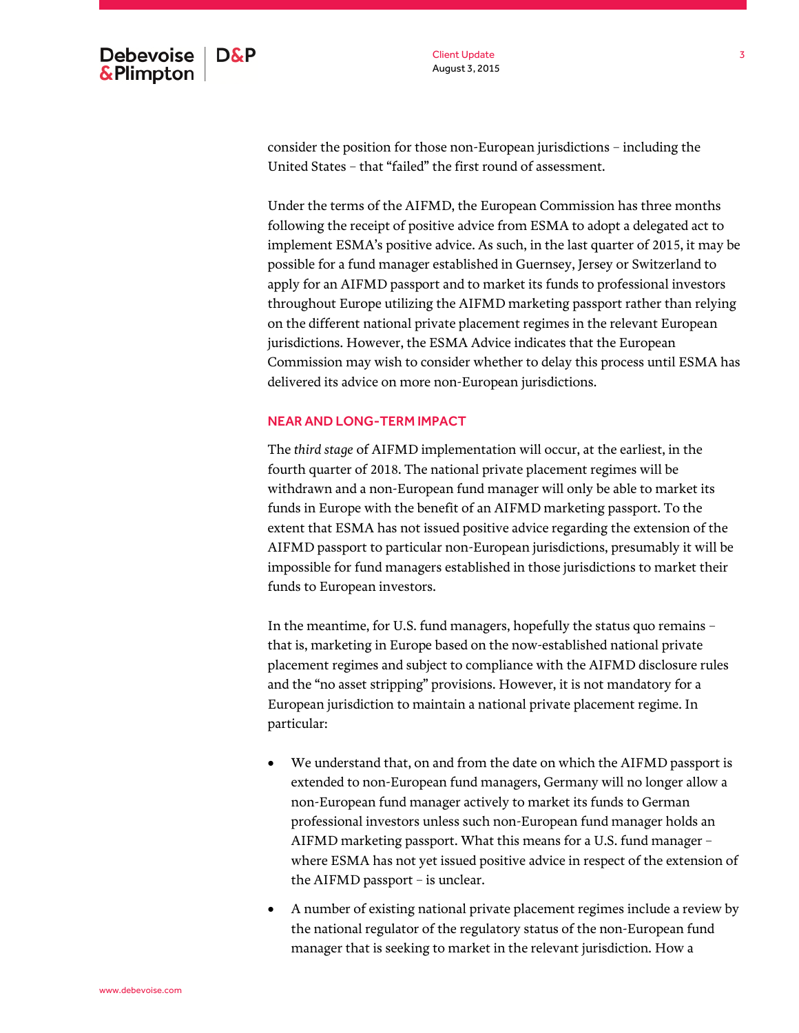consider the position for those non-European jurisdictions – including the United States – that "failed" the first round of assessment.

Under the terms of the AIFMD, the European Commission has three months following the receipt of positive advice from ESMA to adopt a delegated act to implement ESMA's positive advice. As such, in the last quarter of 2015, it may be possible for a fund manager established in Guernsey, Jersey or Switzerland to apply for an AIFMD passport and to market its funds to professional investors throughout Europe utilizing the AIFMD marketing passport rather than relying on the different national private placement regimes in the relevant European jurisdictions. However, the ESMA Advice indicates that the European Commission may wish to consider whether to delay this process until ESMA has delivered its advice on more non-European jurisdictions.

## NEAR AND LONG-TERM IMPACT

The *third stage* of AIFMD implementation will occur, at the earliest, in the fourth quarter of 2018. The national private placement regimes will be withdrawn and a non-European fund manager will only be able to market its funds in Europe with the benefit of an AIFMD marketing passport. To the extent that ESMA has not issued positive advice regarding the extension of the AIFMD passport to particular non-European jurisdictions, presumably it will be impossible for fund managers established in those jurisdictions to market their funds to European investors.

In the meantime, for U.S. fund managers, hopefully the status quo remains – that is, marketing in Europe based on the now-established national private placement regimes and subject to compliance with the AIFMD disclosure rules and the "no asset stripping" provisions. However, it is not mandatory for a European jurisdiction to maintain a national private placement regime. In particular:

- We understand that, on and from the date on which the AIFMD passport is extended to non-European fund managers, Germany will no longer allow a non-European fund manager actively to market its funds to German professional investors unless such non-European fund manager holds an AIFMD marketing passport. What this means for a U.S. fund manager – where ESMA has not yet issued positive advice in respect of the extension of the AIFMD passport – is unclear.
- A number of existing national private placement regimes include a review by the national regulator of the regulatory status of the non-European fund manager that is seeking to market in the relevant jurisdiction. How a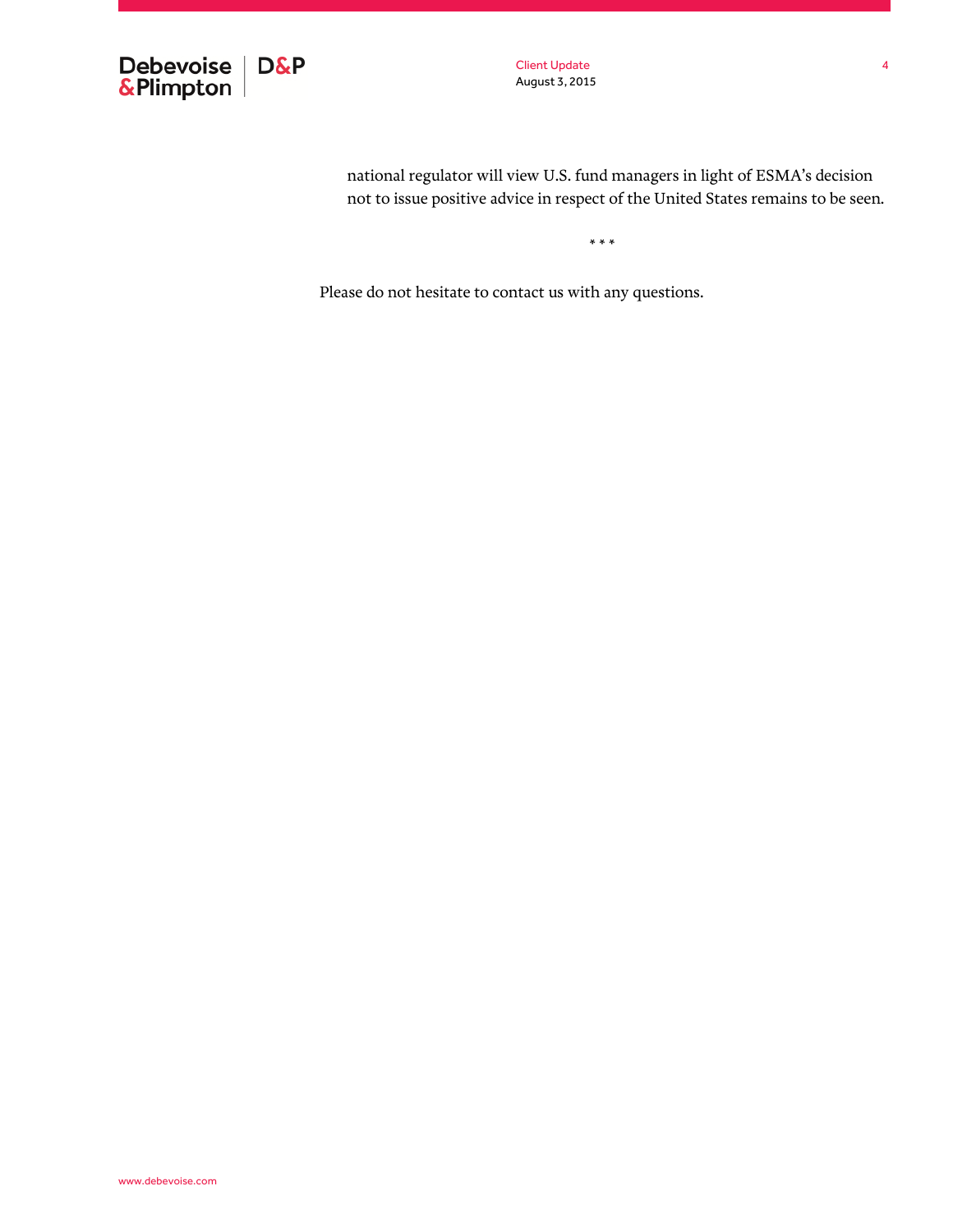national regulator will view U.S. fund managers in light of ESMA's decision not to issue positive advice in respect of the United States remains to be seen.

* * *

Please do not hesitate to contact us with any questions.